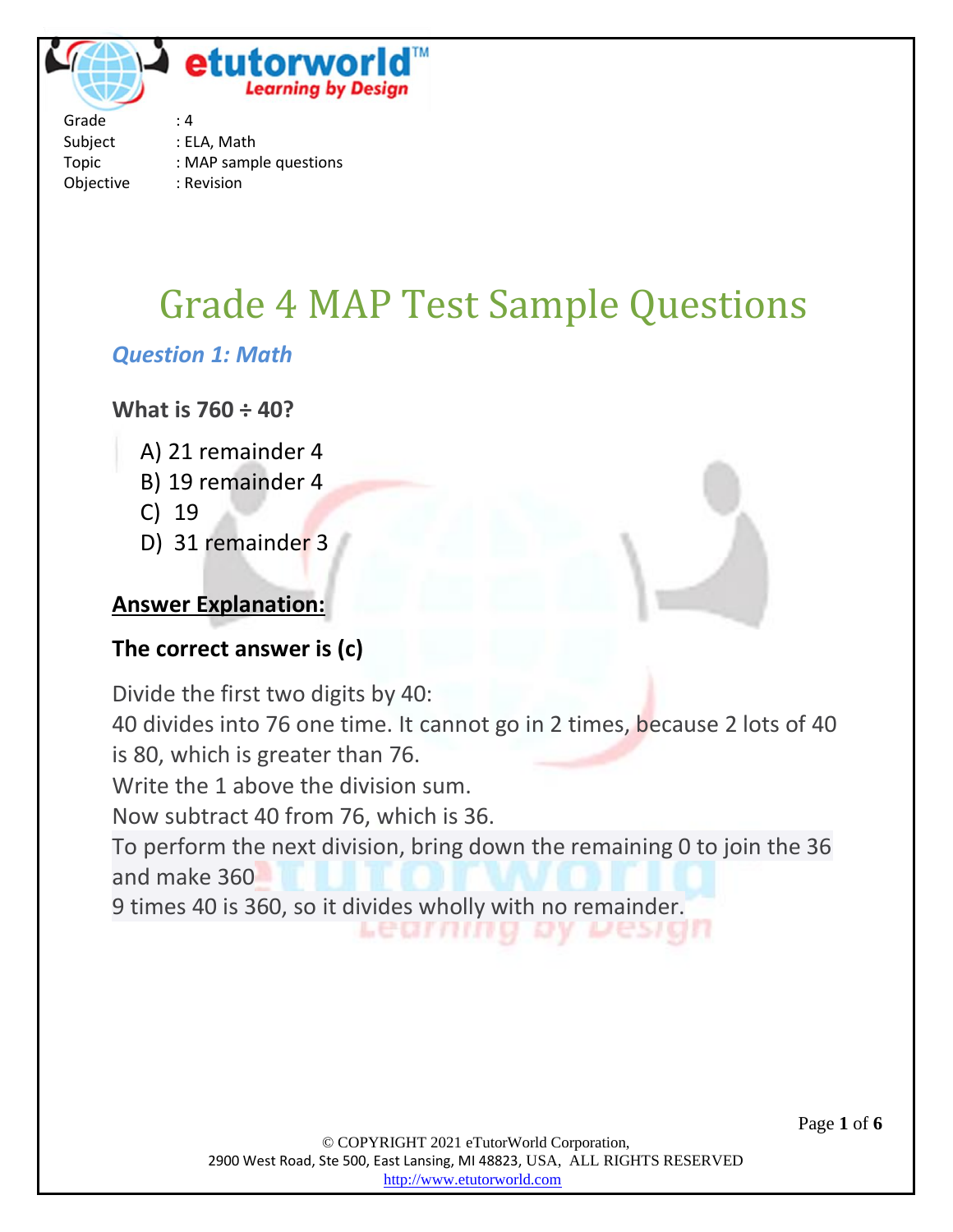Grade : 4
Subject : ELA, Math
Topic : MAP sample questions
Objective : Revision

# Grade 4 MAP Test Sample Questions

### *Question 1: Math*

**What is 760 ÷ 40?**

A) 21 remainder 4
B) 19 remainder 4
C) 19
D) 31 remainder 3

**Answer Explanation:**

**The correct answer is (c)**

Divide the first two digits by 40:
40 divides into 76 one time. It cannot go in 2 times, because 2 lots of 40 is 80, which is greater than 76.
Write the 1 above the division sum.
Now subtract 40 from 76, which is 36.
To perform the next division, bring down the remaining 0 to join the 36 and make 360
9 times 40 is 360, so it divides wholly with no remainder.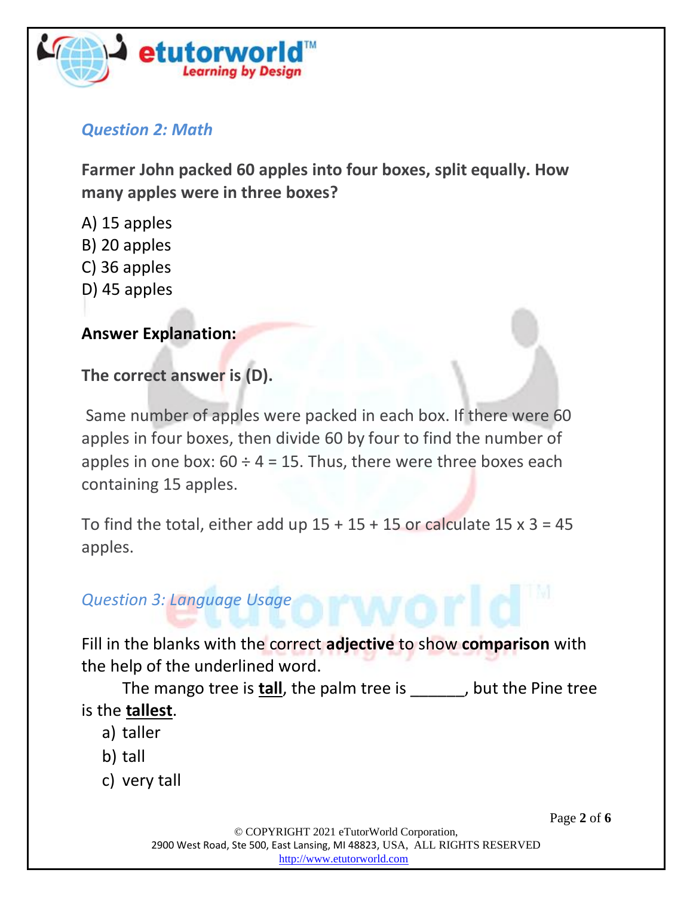### *Question 2: Math*

**Farmer John packed 60 apples into four boxes, split equally. How many apples were in three boxes?**

A) 15 apples
B) 20 apples
C) 36 apples
D) 45 apples

**Answer Explanation:**

**The correct answer is (D).**

Same number of apples were packed in each box. If there were 60 apples in four boxes, then divide 60 by four to find the number of apples in one box: $60 \div 4 = 15$. Thus, there were three boxes each containing 15 apples.

To find the total, either add up $15 + 15 + 15$ or calculate $15 \times 3 = 45$ apples.

### *Question 3: Language Usage*

Fill in the blanks with the correct **adjective** to show **comparison** with the help of the underlined word.

The mango tree is **<u>tall</u>**, the palm tree is ______, but the Pine tree is the **<u>tallest</u>**.

a) taller
b) tall
c) very tall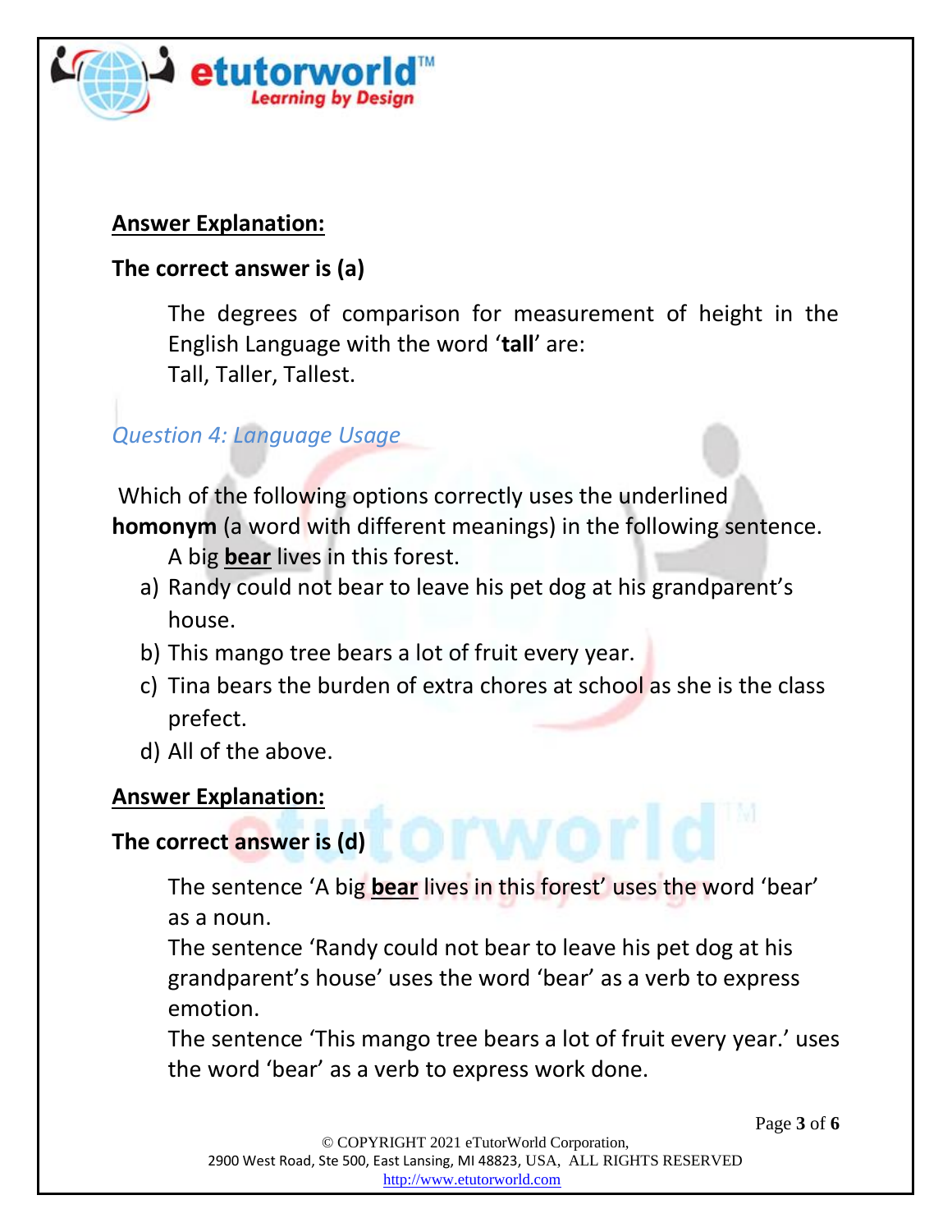**Answer Explanation:**

**The correct answer is (a)**

The degrees of comparison for measurement of height in the English Language with the word '**tall**' are:
Tall, Taller, Tallest.

*Question 4: Language Usage*

Which of the following options correctly uses the underlined **homonym** (a word with different meanings) in the following sentence.

A big <u>**bear**</u> lives in this forest.

a) Randy could not bear to leave his pet dog at his grandparent's house.
b) This mango tree bears a lot of fruit every year.
c) Tina bears the burden of extra chores at school as she is the class prefect.
d) All of the above.

**Answer Explanation:**

**The correct answer is (d)**

The sentence 'A big <u>**bear**</u> lives in this forest' uses the word 'bear' as a noun.
The sentence 'Randy could not bear to leave his pet dog at his grandparent's house' uses the word 'bear' as a verb to express emotion.
The sentence 'This mango tree bears a lot of fruit every year.' uses the word 'bear' as a verb to express work done.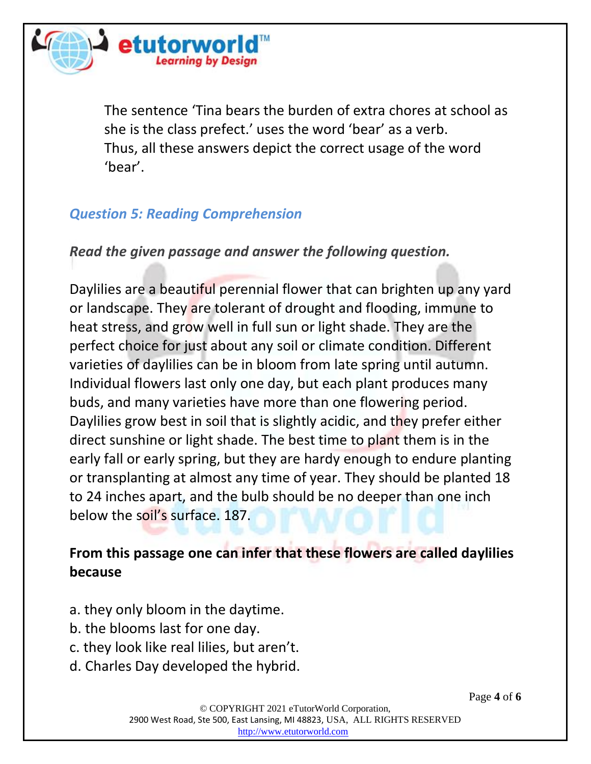The sentence 'Tina bears the burden of extra chores at school as she is the class prefect.' uses the word 'bear' as a verb.
Thus, all these answers depict the correct usage of the word 'bear'.

## *Question 5: Reading Comprehension*

***Read the given passage and answer the following question.***

Daylilies are a beautiful perennial flower that can brighten up any yard or landscape. They are tolerant of drought and flooding, immune to heat stress, and grow well in full sun or light shade. They are the perfect choice for just about any soil or climate condition. Different varieties of daylilies can be in bloom from late spring until autumn. Individual flowers last only one day, but each plant produces many buds, and many varieties have more than one flowering period. Daylilies grow best in soil that is slightly acidic, and they prefer either direct sunshine or light shade. The best time to plant them is in the early fall or early spring, but they are hardy enough to endure planting or transplanting at almost any time of year. They should be planted 18 to 24 inches apart, and the bulb should be no deeper than one inch below the soil's surface. 187.

**From this passage one can infer that these flowers are called daylilies because**

a. they only bloom in the daytime.
b. the blooms last for one day.
c. they look like real lilies, but aren't.
d. Charles Day developed the hybrid.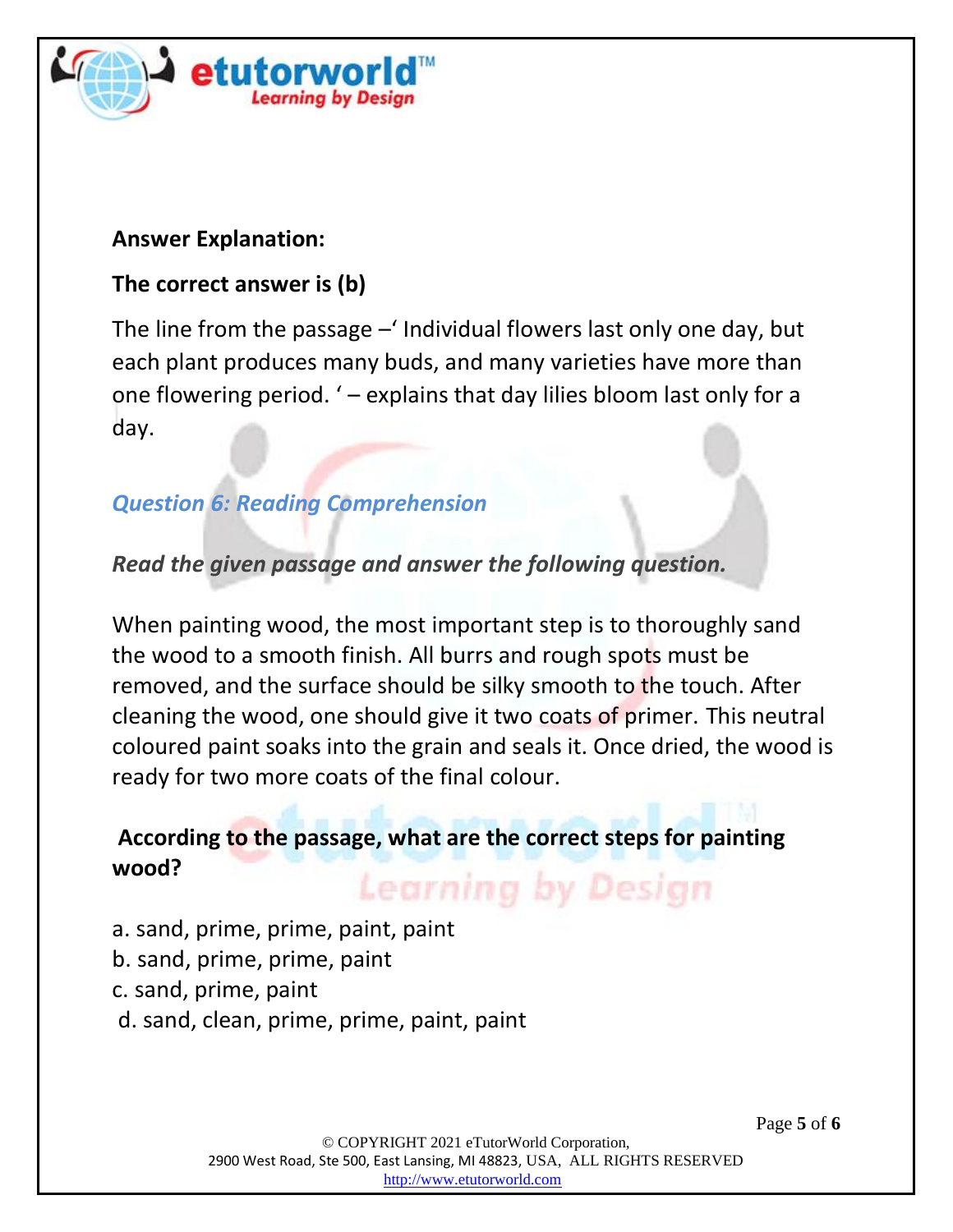**Answer Explanation:**

**The correct answer is (b)**

The line from the passage –' Individual flowers last only one day, but each plant produces many buds, and many varieties have more than one flowering period. ' – explains that day lilies bloom last only for a day.

### *Question 6: Reading Comprehension*

***Read the given passage and answer the following question.***

When painting wood, the most important step is to thoroughly sand the wood to a smooth finish. All burrs and rough spots must be removed, and the surface should be silky smooth to the touch. After cleaning the wood, one should give it two coats of primer. This neutral coloured paint soaks into the grain and seals it. Once dried, the wood is ready for two more coats of the final colour.

**According to the passage, what are the correct steps for painting wood?**

a. sand, prime, prime, paint, paint
b. sand, prime, prime, paint
c. sand, prime, paint
d. sand, clean, prime, prime, paint, paint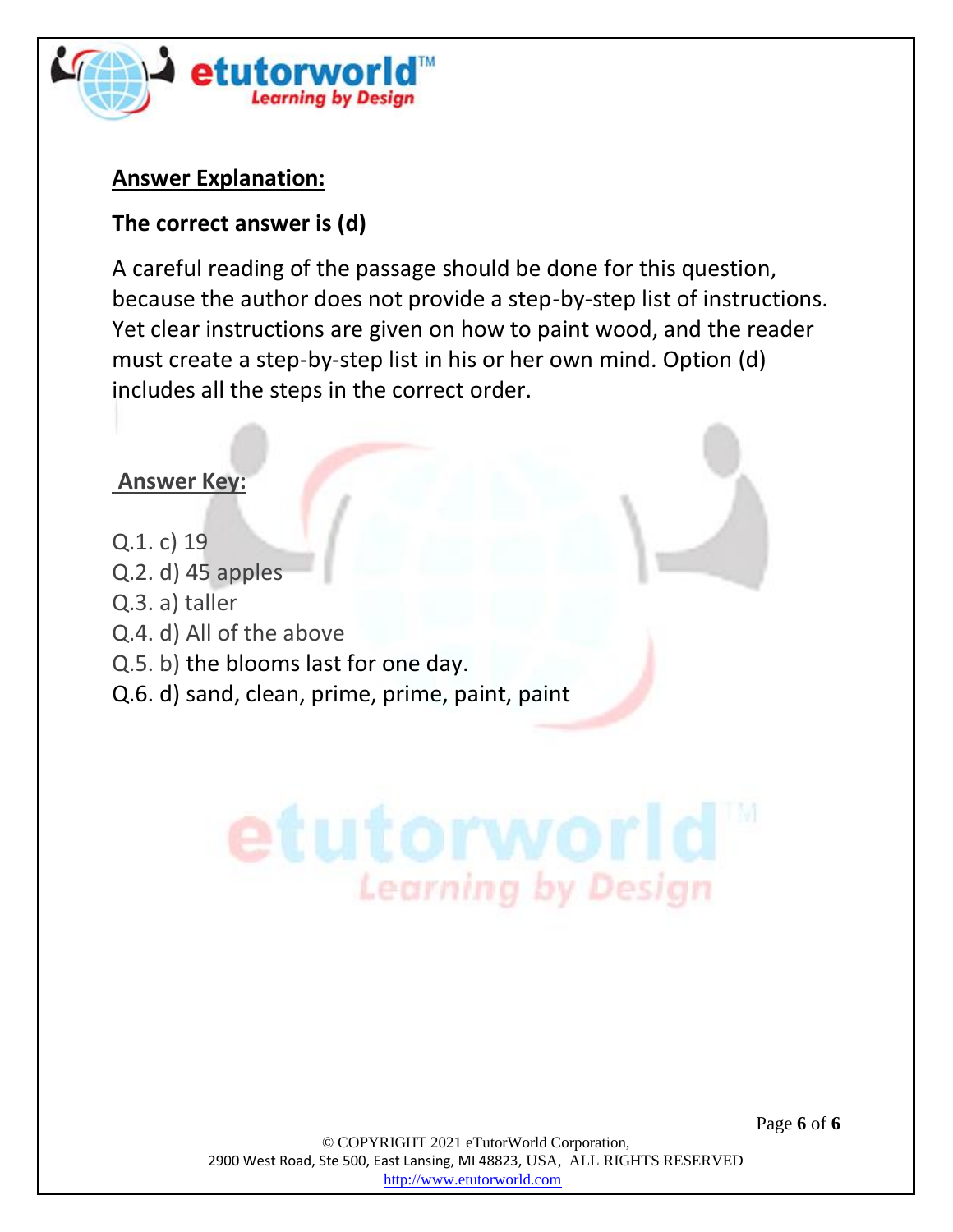**Answer Explanation:**

**The correct answer is (d)**

A careful reading of the passage should be done for this question, because the author does not provide a step-by-step list of instructions. Yet clear instructions are given on how to paint wood, and the reader must create a step-by-step list in his or her own mind. Option (d) includes all the steps in the correct order.

**Answer Key:**

Q.1. c) 19
Q.2. d) 45 apples
Q.3. a) taller
Q.4. d) All of the above
Q.5. b) the blooms last for one day.
Q.6. d) sand, clean, prime, prime, paint, paint

© COPYRIGHT 2021 eTutorWorld Corporation,
2900 West Road, Ste 500, East Lansing, MI 48823, USA, ALL RIGHTS RESERVED
http://www.etutorworld.com